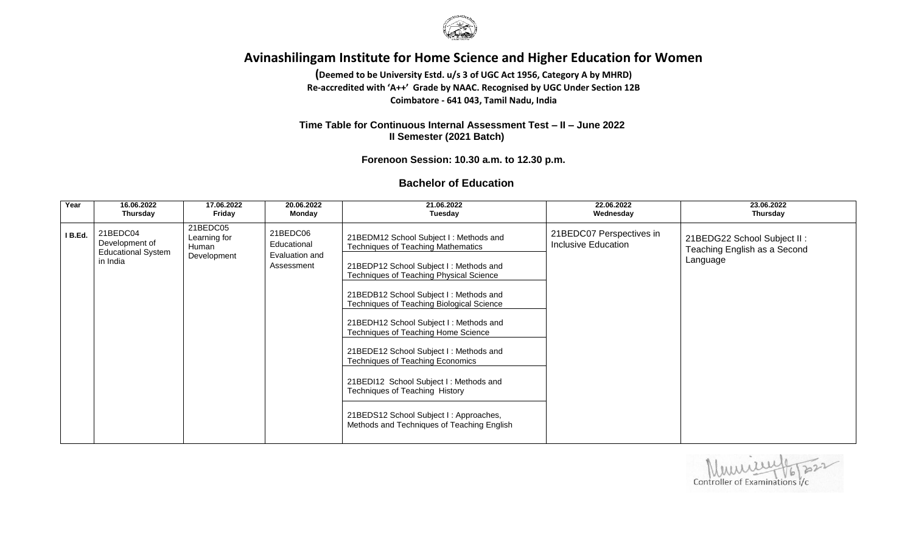# Avinashilingam Institute for Home Science and Higher Education for Women

**(Deemed to be University Estd. u/s 3 of UGC Act 1956, Category A by MHRD)**
**Re-accredited with 'A++' Grade by NAAC. Recognised by UGC Under Section 12B**
**Coimbatore - 641 043, Tamil Nadu, India**

**Time Table for Continuous Internal Assessment Test – II – June 2022**
**II Semester (2021 Batch)**

**Forenoon Session: 10.30 a.m. to 12.30 p.m.**

## Bachelor of Education

| Year | 16.06.2022 Thursday | 17.06.2022 Friday | 20.06.2022 Monday | 21.06.2022 Tuesday | 22.06.2022 Wednesday | 23.06.2022 Thursday |
|---|---|---|---|---|---|---|
| I B.Ed. | 21BEDC04 Development of Educational System in India | 21BEDC05 Learning for Human Development | 21BEDC06 Educational Evaluation and Assessment | 21BEDM12 School Subject I : Methods and Techniques of Teaching Mathematics | 21BEDC07 Perspectives in Inclusive Education | 21BEDG22 School Subject II : Teaching English as a Second Language |
| | | | | 21BEDP12 School Subject I : Methods and Techniques of Teaching Physical Science | | |
| | | | | 21BEDB12 School Subject I : Methods and Techniques of Teaching Biological Science | | |
| | | | | 21BEDH12 School Subject I : Methods and Techniques of Teaching Home Science | | |
| | | | | 21BEDE12 School Subject I : Methods and Techniques of Teaching Economics | | |
| | | | | 21BEDI12 School Subject I : Methods and Techniques of Teaching History | | |
| | | | | 21BEDS12 School Subject I : Approaches, Methods and Techniques of Teaching English | | |

Controller of Examinations i/c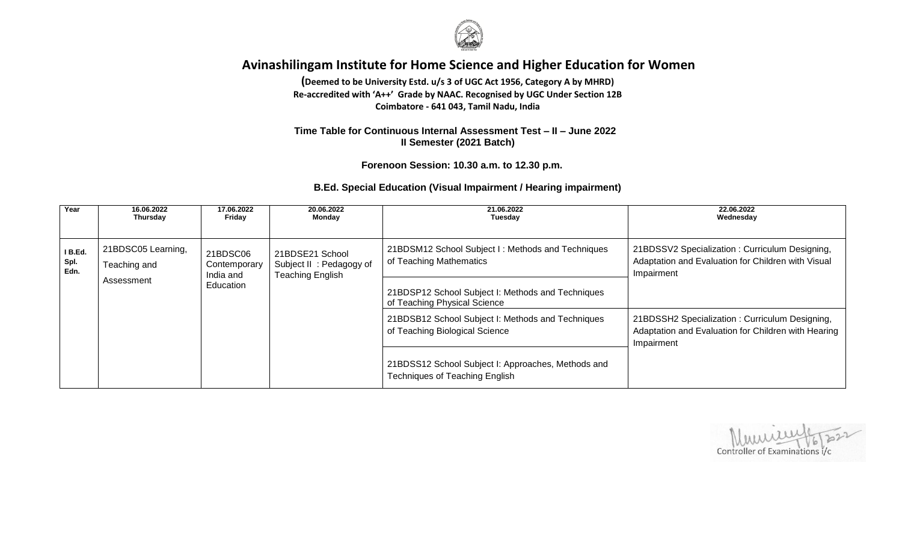# Avinashilingam Institute for Home Science and Higher Education for Women

**(Deemed to be University Estd. u/s 3 of UGC Act 1956, Category A by MHRD)**
**Re-accredited with 'A++' Grade by NAAC. Recognised by UGC Under Section 12B**
**Coimbatore - 641 043, Tamil Nadu, India**

**Time Table for Continuous Internal Assessment Test – II – June 2022**
**II Semester (2021 Batch)**

**Forenoon Session: 10.30 a.m. to 12.30 p.m.**

**B.Ed. Special Education (Visual Impairment / Hearing impairment)**

| Year | 16.06.2022 Thursday | 17.06.2022 Friday | 20.06.2022 Monday | 21.06.2022 Tuesday | 22.06.2022 Wednesday |
|---|---|---|---|---|---|
| I B.Ed. Spl. Edn. | 21BDSC05 Learning, Teaching and Assessment | 21BDSC06 Contemporary India and Education | 21BDSE21 School Subject II : Pedagogy of Teaching English | 21BDSM12 School Subject I : Methods and Techniques of Teaching Mathematics | 21BDSSV2 Specialization : Curriculum Designing, Adaptation and Evaluation for Children with Visual Impairment |
| | | | | 21BDSP12 School Subject I: Methods and Techniques of Teaching Physical Science | |
| | | | | 21BDSB12 School Subject I: Methods and Techniques of Teaching Biological Science | 21BDSSH2 Specialization : Curriculum Designing, Adaptation and Evaluation for Children with Hearing Impairment |
| | | | | 21BDSS12 School Subject I: Approaches, Methods and Techniques of Teaching English | |

Controller of Examinations i/c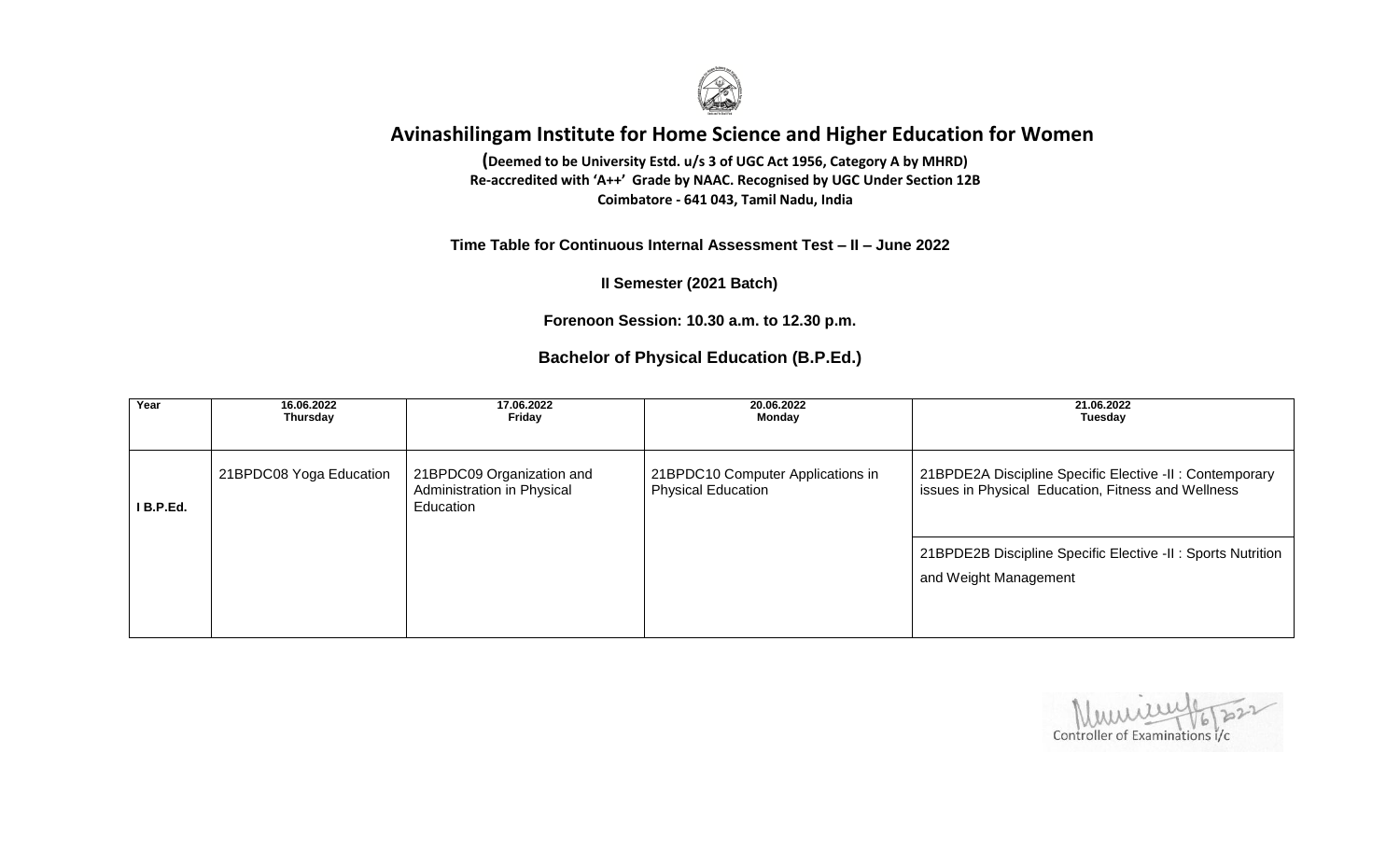# Avinashilingam Institute for Home Science and Higher Education for Women

**(Deemed to be University Estd. u/s 3 of UGC Act 1956, Category A by MHRD)**
**Re-accredited with 'A++' Grade by NAAC. Recognised by UGC Under Section 12B**
**Coimbatore - 641 043, Tamil Nadu, India**

**Time Table for Continuous Internal Assessment Test – II – June 2022**

**II Semester (2021 Batch)**

**Forenoon Session: 10.30 a.m. to 12.30 p.m.**

**Bachelor of Physical Education (B.P.Ed.)**

| Year | 16.06.2022 Thursday | 17.06.2022 Friday | 20.06.2022 Monday | 21.06.2022 Tuesday |
|---|---|---|---|---|
| I B.P.Ed. | 21BPDC08 Yoga Education | 21BPDC09 Organization and Administration in Physical Education | 21BPDC10 Computer Applications in Physical Education | 21BPDE2A Discipline Specific Elective -II : Contemporary issues in Physical Education, Fitness and Wellness |
| | | | | 21BPDE2B Discipline Specific Elective -II : Sports Nutrition and Weight Management |

Controller of Examinations i/c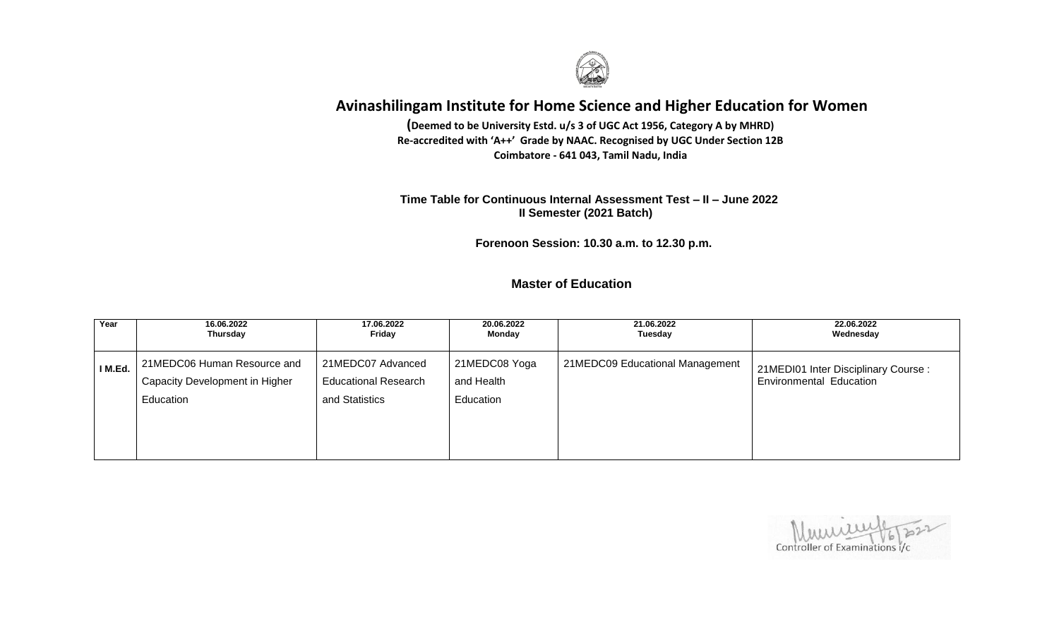# Avinashilingam Institute for Home Science and Higher Education for Women

**(Deemed to be University Estd. u/s 3 of UGC Act 1956, Category A by MHRD)**
**Re-accredited with 'A++' Grade by NAAC. Recognised by UGC Under Section 12B**
**Coimbatore - 641 043, Tamil Nadu, India**

**Time Table for Continuous Internal Assessment Test – II – June 2022**
**II Semester (2021 Batch)**

**Forenoon Session: 10.30 a.m. to 12.30 p.m.**

## Master of Education

| Year | 16.06.2022 Thursday | 17.06.2022 Friday | 20.06.2022 Monday | 21.06.2022 Tuesday | 22.06.2022 Wednesday |
|---|---|---|---|---|---|
| I M.Ed. | 21MEDC06 Human Resource and Capacity Development in Higher Education | 21MEDC07 Advanced Educational Research and Statistics | 21MEDC08 Yoga and Health Education | 21MEDC09 Educational Management | 21MEDI01 Inter Disciplinary Course : Environmental Education |

1/6/2022
Controller of Examinations i/c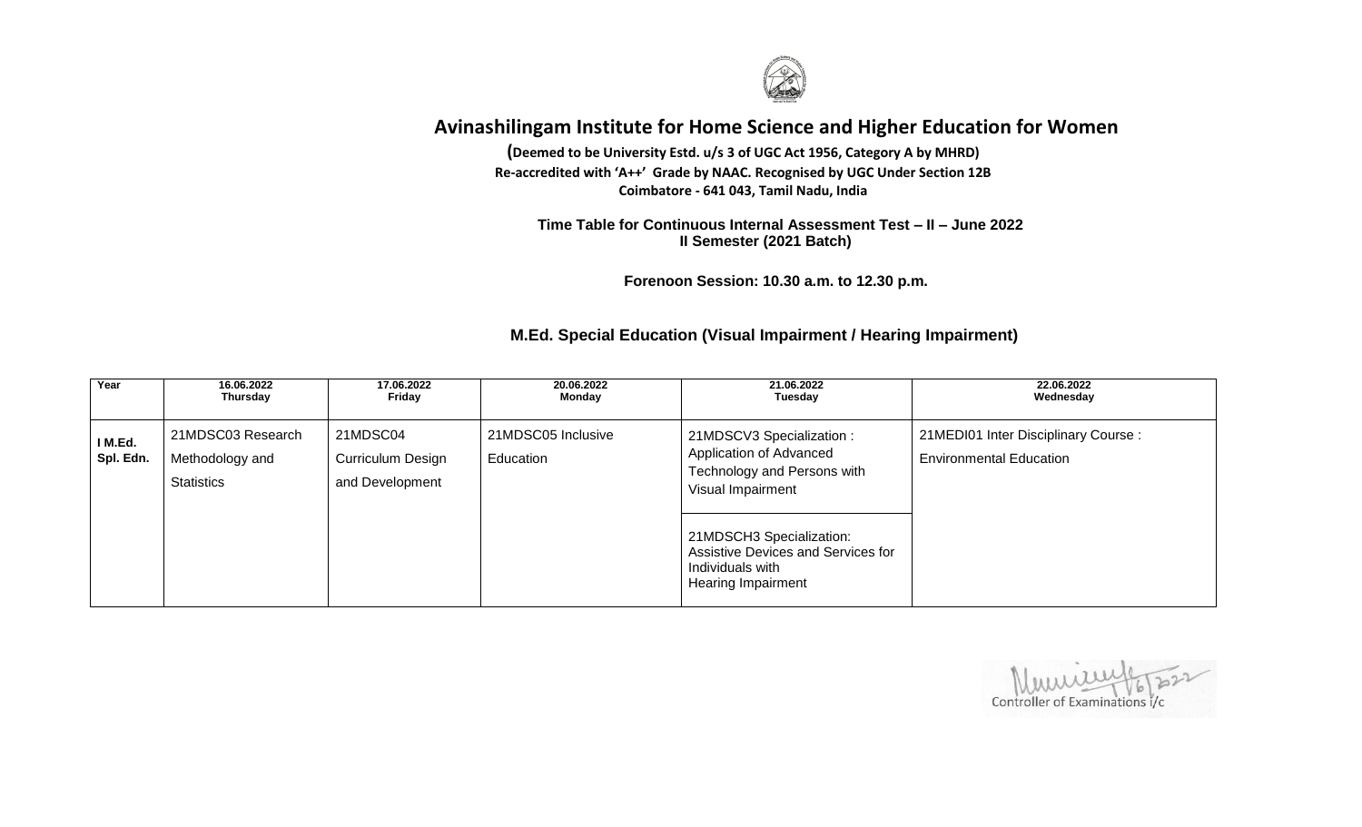# Avinashilingam Institute for Home Science and Higher Education for Women

**(Deemed to be University Estd. u/s 3 of UGC Act 1956, Category A by MHRD)**
**Re-accredited with 'A++' Grade by NAAC. Recognised by UGC Under Section 12B**
**Coimbatore - 641 043, Tamil Nadu, India**

**Time Table for Continuous Internal Assessment Test – II – June 2022**
**II Semester (2021 Batch)**

**Forenoon Session: 10.30 a.m. to 12.30 p.m.**

## M.Ed. Special Education (Visual Impairment / Hearing Impairment)

| Year | 16.06.2022 Thursday | 17.06.2022 Friday | 20.06.2022 Monday | 21.06.2022 Tuesday | 22.06.2022 Wednesday |
|---|---|---|---|---|---|
| I M.Ed. Spl. Edn. | 21MDSC03 Research Methodology and Statistics | 21MDSC04 Curriculum Design and Development | 21MDSC05 Inclusive Education | 21MDSCV3 Specialization : Application of Advanced Technology and Persons with Visual Impairment<br><br>21MDSCH3 Specialization: Assistive Devices and Services for Individuals with Hearing Impairment | 21MEDI01 Inter Disciplinary Course : Environmental Education |

Controller of Examinations i/c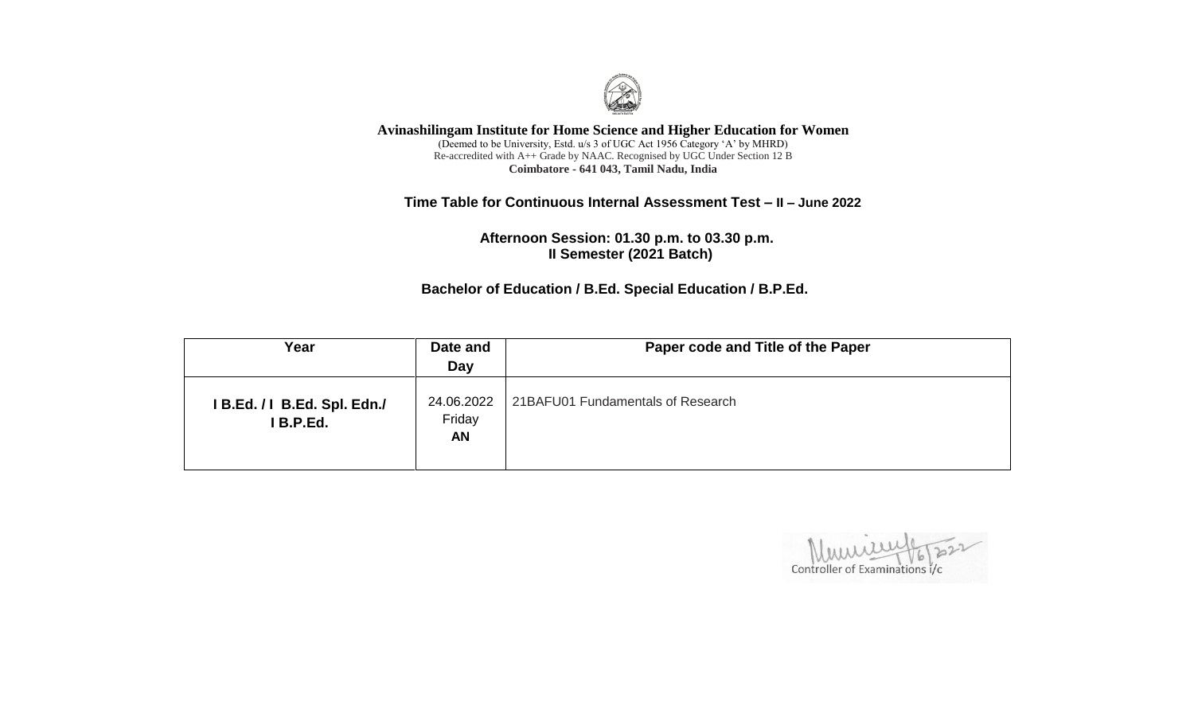**Avinashilingam Institute for Home Science and Higher Education for Women**

(Deemed to be University, Estd. u/s 3 of UGC Act 1956 Category 'A' by MHRD)
Re-accredited with A++ Grade by NAAC. Recognised by UGC Under Section 12 B
**Coimbatore - 641 043, Tamil Nadu, India**

**Time Table for Continuous Internal Assessment Test – II – June 2022**

**Afternoon Session: 01.30 p.m. to 03.30 p.m.**
**II Semester (2021 Batch)**

**Bachelor of Education / B.Ed. Special Education / B.P.Ed.**

| Year | Date and Day | Paper code and Title of the Paper |
|---|---|---|
| **I B.Ed. / I B.Ed. Spl. Edn./ I B.P.Ed.** | 24.06.2022 Friday **AN** | 21BAFU01 Fundamentals of Research |

Controller of Examinations i/c